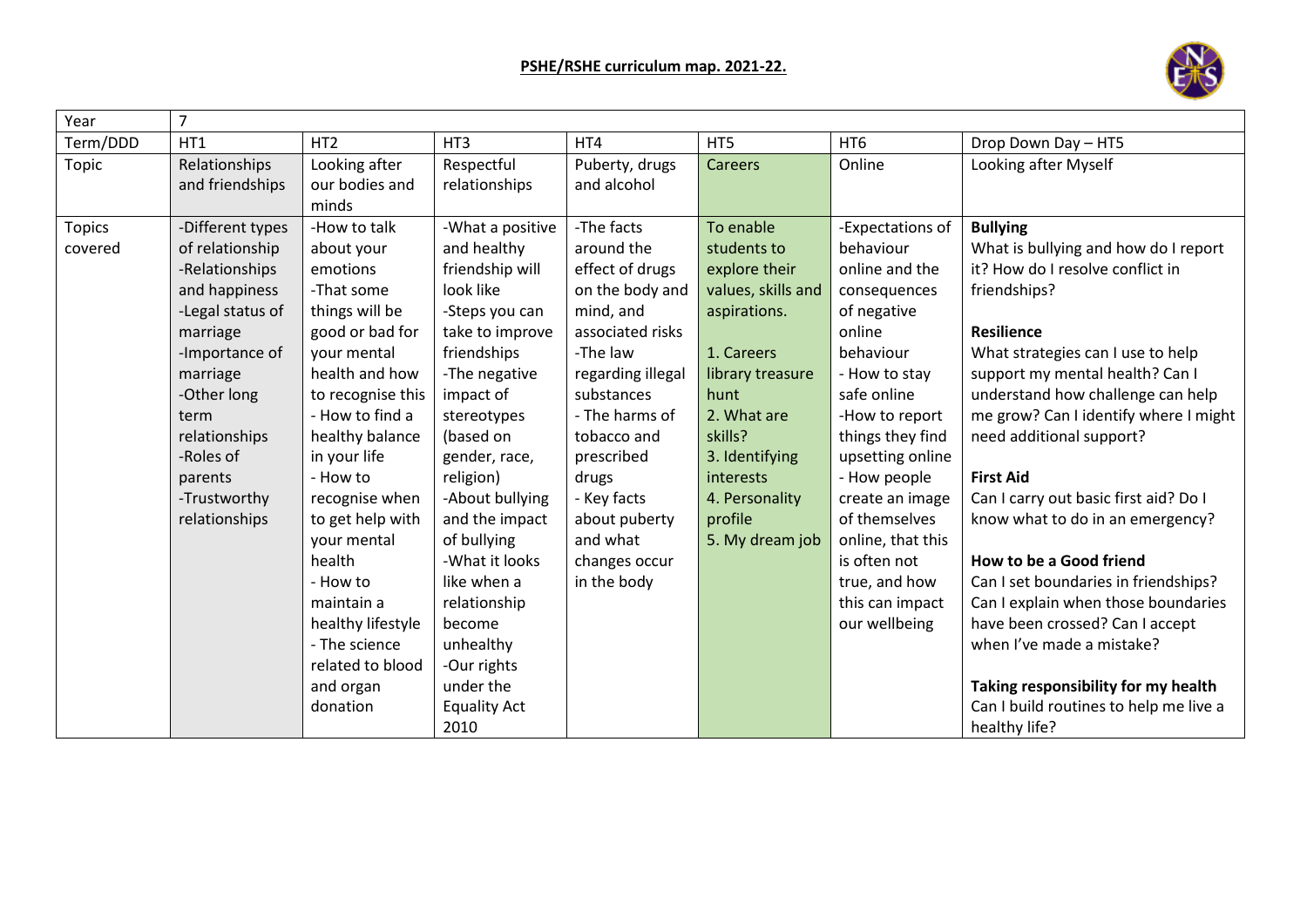**PSHE/RSHE curriculum map. 2021-22.**

| Year | 7 | | | | | | |
|---|---|---|---|---|---|---|---|
| Term/DDD | HT1 | HT2 | HT3 | HT4 | HT5 | HT6 | Drop Down Day – HT5 |
| Topic | Relationships and friendships | Looking after our bodies and minds | Respectful relationships | Puberty, drugs and alcohol | Careers | Online | Looking after Myself |
| Topics covered | -Different types of relationship<br>-Relationships and happiness<br>-Legal status of marriage<br>-Importance of marriage<br>-Other long term relationships<br>-Roles of parents<br>-Trustworthy relationships | -How to talk about your emotions<br>-That some things will be good or bad for your mental health and how to recognise this<br>- How to find a healthy balance in your life<br>- How to recognise when to get help with your mental health<br>- How to maintain a healthy lifestyle<br>- The science related to blood and organ donation | -What a positive and healthy friendship will look like<br>-Steps you can take to improve friendships<br>-The negative impact of stereotypes (based on gender, race, religion)<br>-About bullying and the impact of bullying<br>-What it looks like when a relationship become unhealthy<br>-Our rights under the Equality Act 2010 | -The facts around the effect of drugs on the body and mind, and associated risks<br>-The law regarding illegal substances<br>- The harms of tobacco and prescribed drugs<br>- Key facts about puberty and what changes occur in the body | To enable students to explore their values, skills and aspirations.<br><br>1. Careers library treasure hunt<br>2. What are skills?<br>3. Identifying interests<br>4. Personality profile<br>5. My dream job | -Expectations of behaviour online and the consequences of negative online behaviour<br>- How to stay safe online<br>-How to report things they find upsetting online<br>- How people create an image of themselves online, that this is often not true, and how this can impact our wellbeing | **Bullying**<br>What is bullying and how do I report it? How do I resolve conflict in friendships?<br><br>**Resilience**<br>What strategies can I use to help support my mental health? Can I understand how challenge can help me grow? Can I identify where I might need additional support?<br><br>**First Aid**<br>Can I carry out basic first aid? Do I know what to do in an emergency?<br><br>**How to be a Good friend**<br>Can I set boundaries in friendships? Can I explain when those boundaries have been crossed? Can I accept when I've made a mistake?<br><br>**Taking responsibility for my health**<br>Can I build routines to help me live a healthy life? |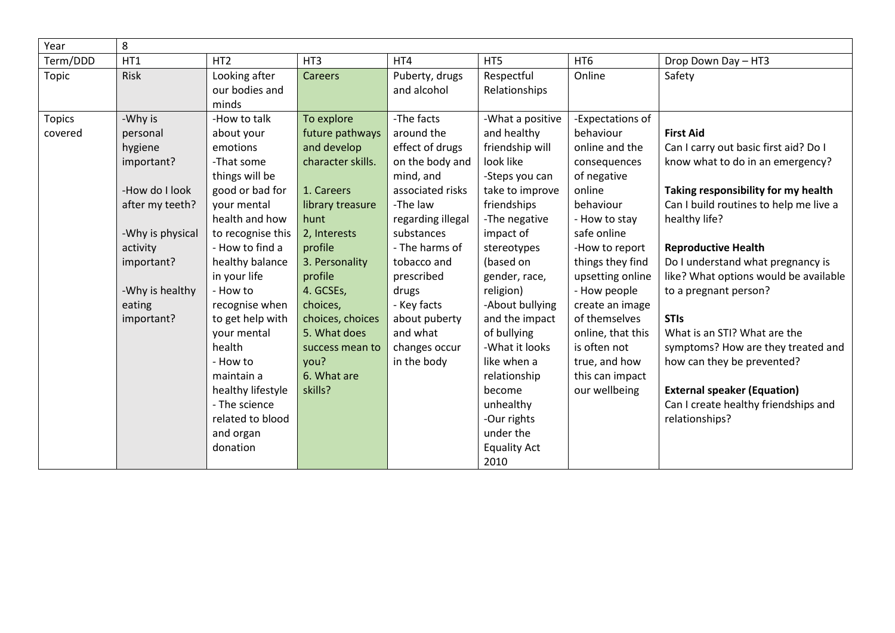| Year | 8 | | | | | | |
|---|---|---|---|---|---|---|---|
| Term/DDD | HT1 | HT2 | HT3 | HT4 | HT5 | HT6 | Drop Down Day – HT3 |
| Topic | Risk | Looking after our bodies and minds | Careers | Puberty, drugs and alcohol | Respectful Relationships | Online | Safety |
| Topics covered | -Why is personal hygiene important?<br><br>-How do I look after my teeth?<br><br>-Why is physical activity important?<br><br>-Why is healthy eating important? | -How to talk about your emotions<br>-That some things will be good or bad for your mental health and how to recognise this<br>- How to find a healthy balance in your life<br>- How to recognise when to get help with your mental health<br>- How to maintain a healthy lifestyle<br>- The science related to blood and organ donation | To explore future pathways and develop character skills.<br><br>1. Careers library treasure hunt<br>2, Interests profile<br>3. Personality profile<br>4. GCSEs, choices, choices, choices<br>5. What does success mean to you?<br>6. What are skills? | -The facts around the effect of drugs on the body and mind, and associated risks<br>-The law regarding illegal substances<br>- The harms of tobacco and prescribed drugs<br>- Key facts about puberty and what changes occur in the body | -What a positive and healthy friendship will look like<br>-Steps you can take to improve friendships<br>-The negative impact of stereotypes (based on gender, race, religion)<br>-About bullying and the impact of bullying<br>-What it looks like when a relationship become unhealthy<br>-Our rights under the Equality Act 2010 | -Expectations of behaviour online and the consequences of negative online behaviour<br>- How to stay safe online<br>-How to report things they find upsetting online<br>- How people create an image of themselves online, that this is often not true, and how this can impact our wellbeing | **First Aid**<br>Can I carry out basic first aid? Do I know what to do in an emergency?<br><br>**Taking responsibility for my health**<br>Can I build routines to help me live a healthy life?<br><br>**Reproductive Health**<br>Do I understand what pregnancy is like? What options would be available to a pregnant person?<br><br>**STIs**<br>What is an STI? What are the symptoms? How are they treated and how can they be prevented?<br><br>**External speaker (Equation)**<br>Can I create healthy friendships and relationships? |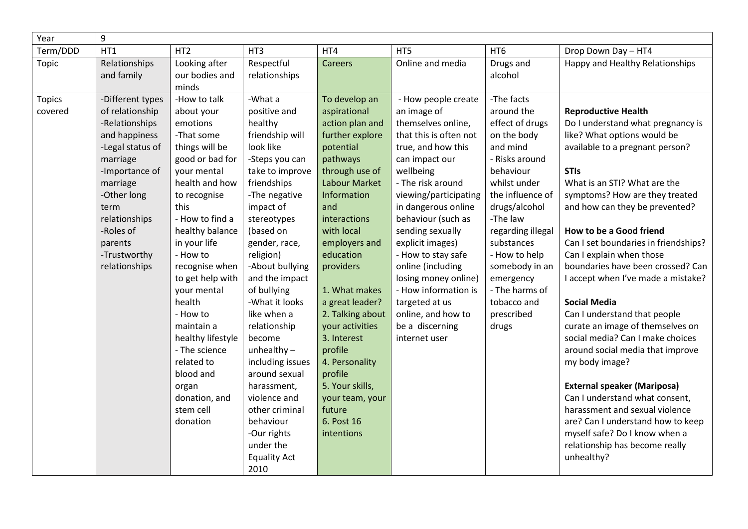| Year | 9 | | | | | | |
|---|---|---|---|---|---|---|---|
| Term/DDD | HT1 | HT2 | HT3 | HT4 | HT5 | HT6 | Drop Down Day – HT4 |
| Topic | Relationships and family | Looking after our bodies and minds | Respectful relationships | Careers | Online and media | Drugs and alcohol | Happy and Healthy Relationships |
| Topics covered | -Different types of relationship<br>-Relationships and happiness<br>-Legal status of marriage<br>-Importance of marriage<br>-Other long term relationships<br>-Roles of parents<br>-Trustworthy relationships | -How to talk about your emotions<br>-That some things will be good or bad for your mental health and how to recognise this<br>- How to find a healthy balance in your life<br>- How to recognise when to get help with your mental health<br>- How to maintain a healthy lifestyle<br>- The science related to blood and organ donation, and stem cell donation | -What a positive and healthy friendship will look like<br>-Steps you can take to improve friendships<br>-The negative impact of stereotypes (based on gender, race, religion)<br>-About bullying and the impact of bullying<br>-What it looks like when a relationship become unhealthy – including issues around sexual harassment, violence and other criminal behaviour<br>-Our rights under the Equality Act 2010 | To develop an aspirational action plan and further explore potential pathways through use of Labour Market Information and interactions with local employers and education providers<br><br>1. What makes a great leader?<br>2. Talking about your activities<br>3. Interest profile<br>4. Personality profile<br>5. Your skills, your team, your future<br>6. Post 16 intentions | - How people create an image of themselves online, that this is often not true, and how this can impact our wellbeing<br>- The risk around viewing/participating in dangerous online behaviour (such as sending sexually explicit images)<br>- How to stay safe online (including losing money online)<br>- How information is targeted at us online, and how to be a discerning internet user | -The facts around the effect of drugs on the body and mind<br>- Risks around behaviour whilst under the influence of drugs/alcohol<br>-The law regarding illegal substances<br>- How to help somebody in an emergency<br>- The harms of tobacco and prescribed drugs | **Reproductive Health**<br>Do I understand what pregnancy is like? What options would be available to a pregnant person?<br><br>**STIs**<br>What is an STI? What are the symptoms? How are they treated and how can they be prevented?<br><br>**How to be a Good friend**<br>Can I set boundaries in friendships? Can I explain when those boundaries have been crossed? Can I accept when I've made a mistake?<br><br>**Social Media**<br>Can I understand that people curate an image of themselves on social media? Can I make choices around social media that improve my body image?<br><br>**External speaker (Mariposa)**<br>Can I understand what consent, harassment and sexual violence are? Can I understand how to keep myself safe? Do I know when a relationship has become really unhealthy? |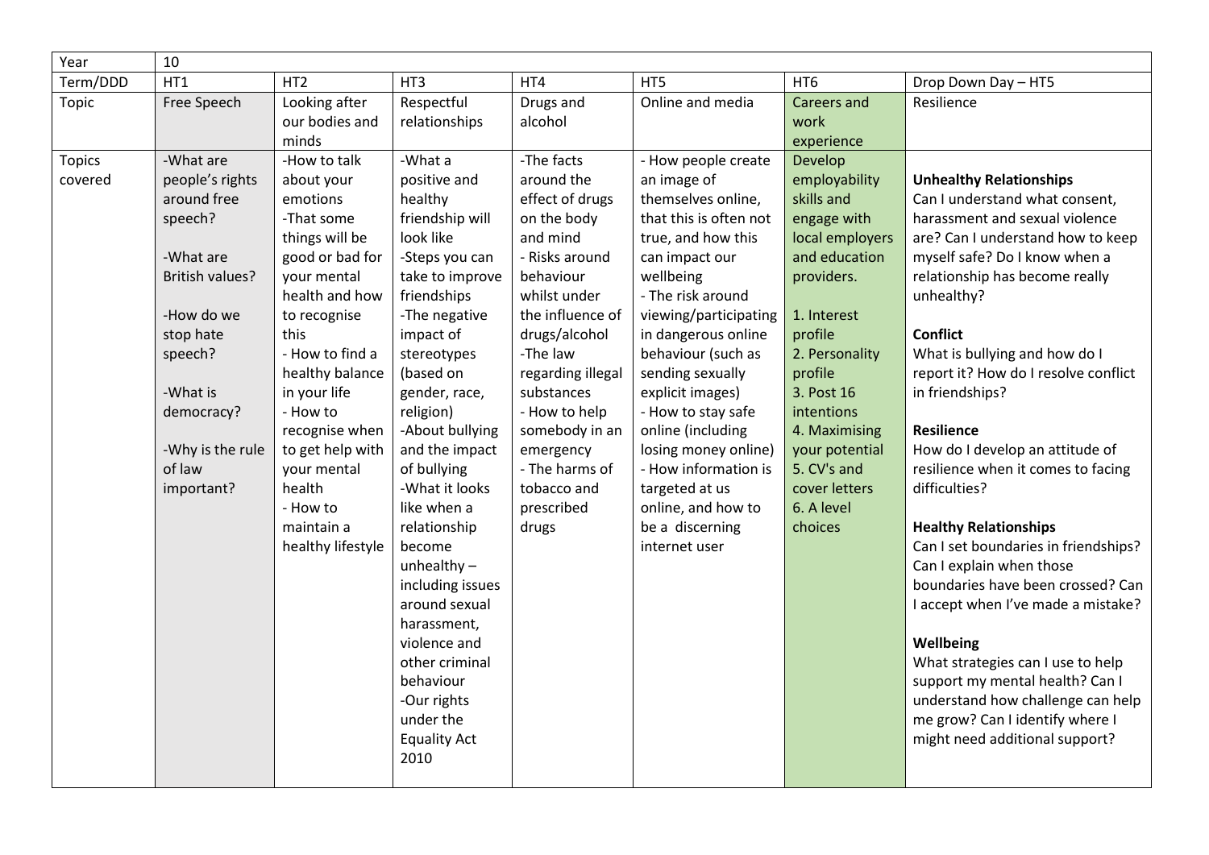| Year | 10 | | | | | | |
|---|---|---|---|---|---|---|---|
| Term/DDD | HT1 | HT2 | HT3 | HT4 | HT5 | HT6 | Drop Down Day – HT5 |
| Topic | Free Speech | Looking after our bodies and minds | Respectful relationships | Drugs and alcohol | Online and media | Careers and work experience | Resilience |
| Topics covered | -What are people's rights around free speech?<br><br>-What are British values?<br><br>-How do we stop hate speech?<br><br>-What is democracy?<br><br>-Why is the rule of law important? | -How to talk about your emotions<br>-That some things will be good or bad for your mental health and how to recognise this<br>- How to find a healthy balance in your life<br>- How to recognise when to get help with your mental health<br>- How to maintain a healthy lifestyle | -What a positive and healthy friendship will look like<br>-Steps you can take to improve friendships<br>-The negative impact of stereotypes (based on gender, race, religion)<br>-About bullying and the impact of bullying<br>-What it looks like when a relationship become unhealthy – including issues around sexual harassment, violence and other criminal behaviour<br>-Our rights under the Equality Act 2010 | -The facts around the effect of drugs on the body and mind<br>- Risks around behaviour whilst under the influence of drugs/alcohol<br>-The law regarding illegal substances<br>- How to help somebody in an emergency<br>- The harms of tobacco and prescribed drugs | - How people create an image of themselves online, that this is often not true, and how this can impact our wellbeing<br>- The risk around viewing/participating in dangerous online behaviour (such as sending sexually explicit images)<br>- How to stay safe online (including losing money online)<br>- How information is targeted at us online, and how to be a discerning internet user | Develop employability skills and engage with local employers and education providers.<br><br>1. Interest profile<br>2. Personality profile<br>3. Post 16 intentions<br>4. Maximising your potential<br>5. CV's and cover letters<br>6. A level choices | **Unhealthy Relationships**<br>Can I understand what consent, harassment and sexual violence are? Can I understand how to keep myself safe? Do I know when a relationship has become really unhealthy?<br><br>**Conflict**<br>What is bullying and how do I report it? How do I resolve conflict in friendships?<br><br>**Resilience**<br>How do I develop an attitude of resilience when it comes to facing difficulties?<br><br>**Healthy Relationships**<br>Can I set boundaries in friendships? Can I explain when those boundaries have been crossed? Can I accept when I've made a mistake?<br><br>**Wellbeing**<br>What strategies can I use to help support my mental health? Can I understand how challenge can help me grow? Can I identify where I might need additional support? |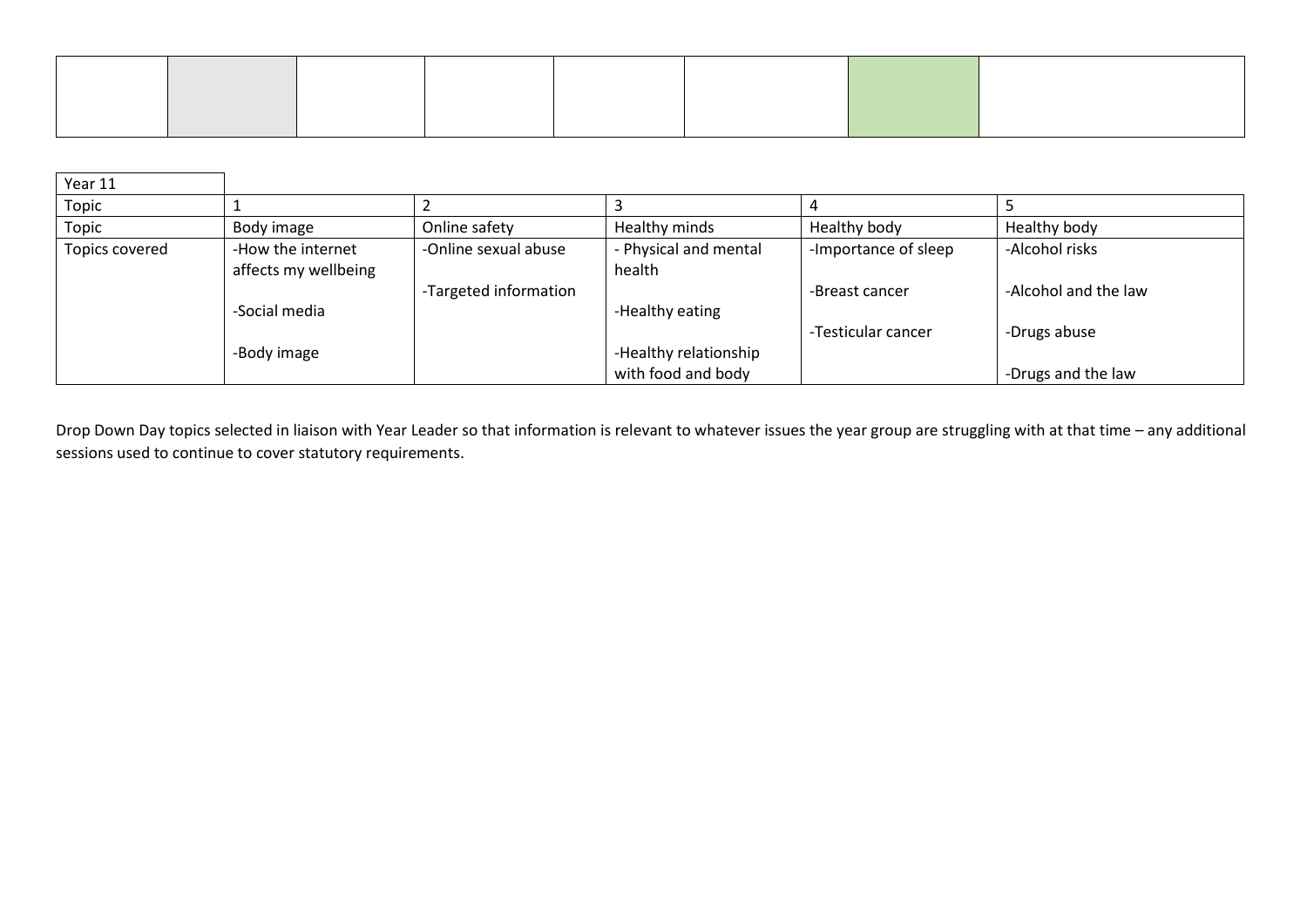| | | | | | | | |
|---|---|---|---|---|---|---|---|
| | | | | | | | |

| Year 11 | | | | | |
|---|---|---|---|---|---|
| Topic | 1 | 2 | 3 | 4 | 5 |
| Topic | Body image | Online safety | Healthy minds | Healthy body | Healthy body |
| Topics covered | -How the internet affects my wellbeing<br><br>-Social media<br><br>-Body image | -Online sexual abuse<br><br>-Targeted information | - Physical and mental health<br><br>-Healthy eating<br><br>-Healthy relationship with food and body | -Importance of sleep<br><br>-Breast cancer<br><br>-Testicular cancer | -Alcohol risks<br><br>-Alcohol and the law<br><br>-Drugs abuse<br><br>-Drugs and the law |

Drop Down Day topics selected in liaison with Year Leader so that information is relevant to whatever issues the year group are struggling with at that time – any additional sessions used to continue to cover statutory requirements.